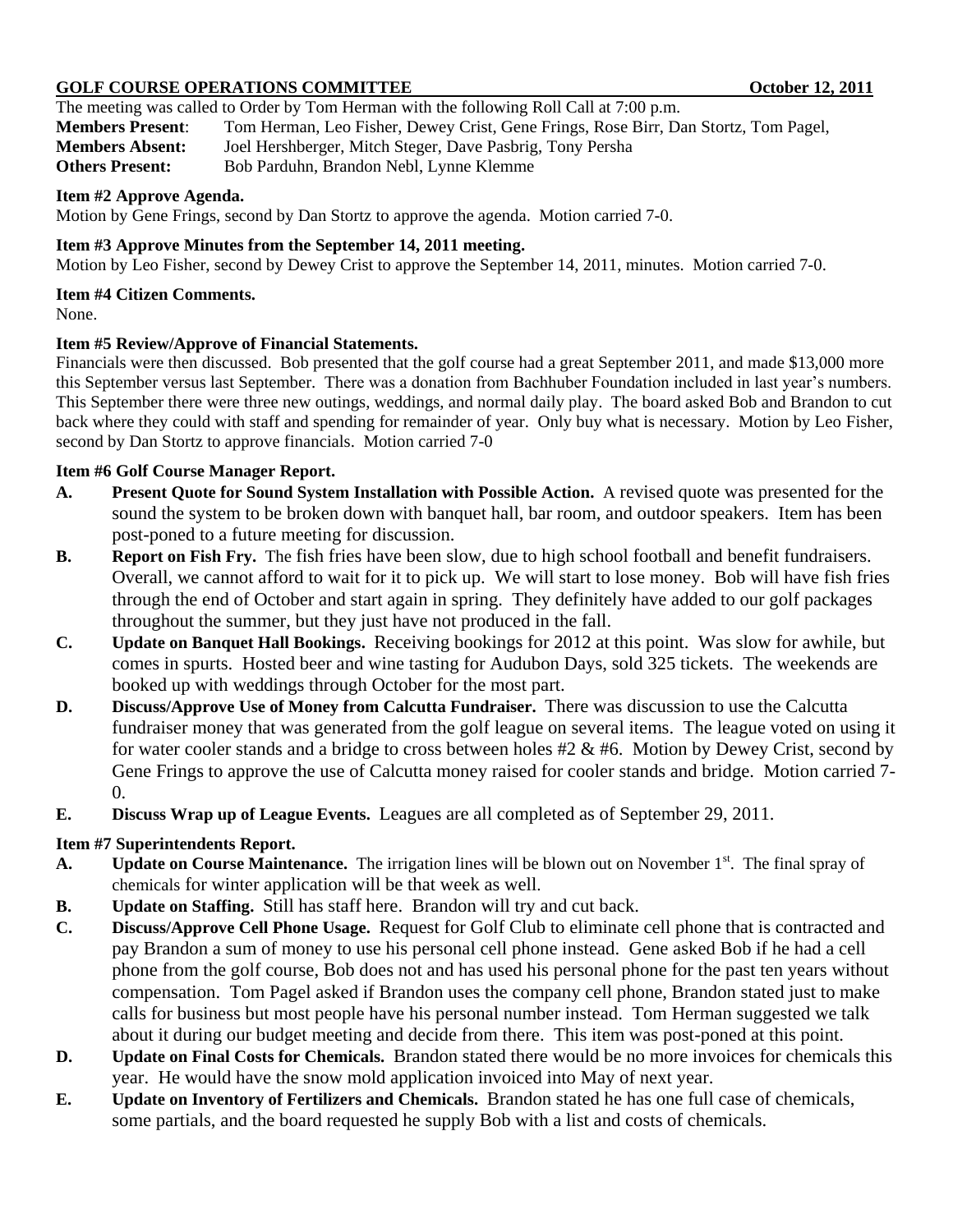**GOLF COURSE OPERATIONS COMMITTEE** **October 12, 2011**

The meeting was called to Order by Tom Herman with the following Roll Call at 7:00 p.m.

**Members Present**: Tom Herman, Leo Fisher, Dewey Crist, Gene Frings, Rose Birr, Dan Stortz, Tom Pagel,
**Members Absent:** Joel Hershberger, Mitch Steger, Dave Pasbrig, Tony Persha
**Others Present:** Bob Parduhn, Brandon Nebl, Lynne Klemme

**Item #2 Approve Agenda.**
Motion by Gene Frings, second by Dan Stortz to approve the agenda. Motion carried 7-0.

**Item #3 Approve Minutes from the September 14, 2011 meeting.**
Motion by Leo Fisher, second by Dewey Crist to approve the September 14, 2011, minutes. Motion carried 7-0.

**Item #4 Citizen Comments.**
None.

**Item #5 Review/Approve of Financial Statements.**
Financials were then discussed. Bob presented that the golf course had a great September 2011, and made $13,000 more this September versus last September. There was a donation from Bachhuber Foundation included in last year's numbers. This September there were three new outings, weddings, and normal daily play. The board asked Bob and Brandon to cut back where they could with staff and spending for remainder of year. Only buy what is necessary. Motion by Leo Fisher, second by Dan Stortz to approve financials. Motion carried 7-0

**Item #6 Golf Course Manager Report.**

- **A. Present Quote for Sound System Installation with Possible Action.** A revised quote was presented for the sound the system to be broken down with banquet hall, bar room, and outdoor speakers. Item has been post-poned to a future meeting for discussion.
- **B. Report on Fish Fry.** The fish fries have been slow, due to high school football and benefit fundraisers. Overall, we cannot afford to wait for it to pick up. We will start to lose money. Bob will have fish fries through the end of October and start again in spring. They definitely have added to our golf packages throughout the summer, but they just have not produced in the fall.
- **C. Update on Banquet Hall Bookings.** Receiving bookings for 2012 at this point. Was slow for awhile, but comes in spurts. Hosted beer and wine tasting for Audubon Days, sold 325 tickets. The weekends are booked up with weddings through October for the most part.
- **D. Discuss/Approve Use of Money from Calcutta Fundraiser.** There was discussion to use the Calcutta fundraiser money that was generated from the golf league on several items. The league voted on using it for water cooler stands and a bridge to cross between holes #2 & #6. Motion by Dewey Crist, second by Gene Frings to approve the use of Calcutta money raised for cooler stands and bridge. Motion carried 7-0.
- **E. Discuss Wrap up of League Events.** Leagues are all completed as of September 29, 2011.

**Item #7 Superintendents Report.**

- **A. Update on Course Maintenance.** The irrigation lines will be blown out on November 1st. The final spray of chemicals for winter application will be that week as well.
- **B. Update on Staffing.** Still has staff here. Brandon will try and cut back.
- **C. Discuss/Approve Cell Phone Usage.** Request for Golf Club to eliminate cell phone that is contracted and pay Brandon a sum of money to use his personal cell phone instead. Gene asked Bob if he had a cell phone from the golf course, Bob does not and has used his personal phone for the past ten years without compensation. Tom Pagel asked if Brandon uses the company cell phone, Brandon stated just to make calls for business but most people have his personal number instead. Tom Herman suggested we talk about it during our budget meeting and decide from there. This item was post-poned at this point.
- **D. Update on Final Costs for Chemicals.** Brandon stated there would be no more invoices for chemicals this year. He would have the snow mold application invoiced into May of next year.
- **E. Update on Inventory of Fertilizers and Chemicals.** Brandon stated he has one full case of chemicals, some partials, and the board requested he supply Bob with a list and costs of chemicals.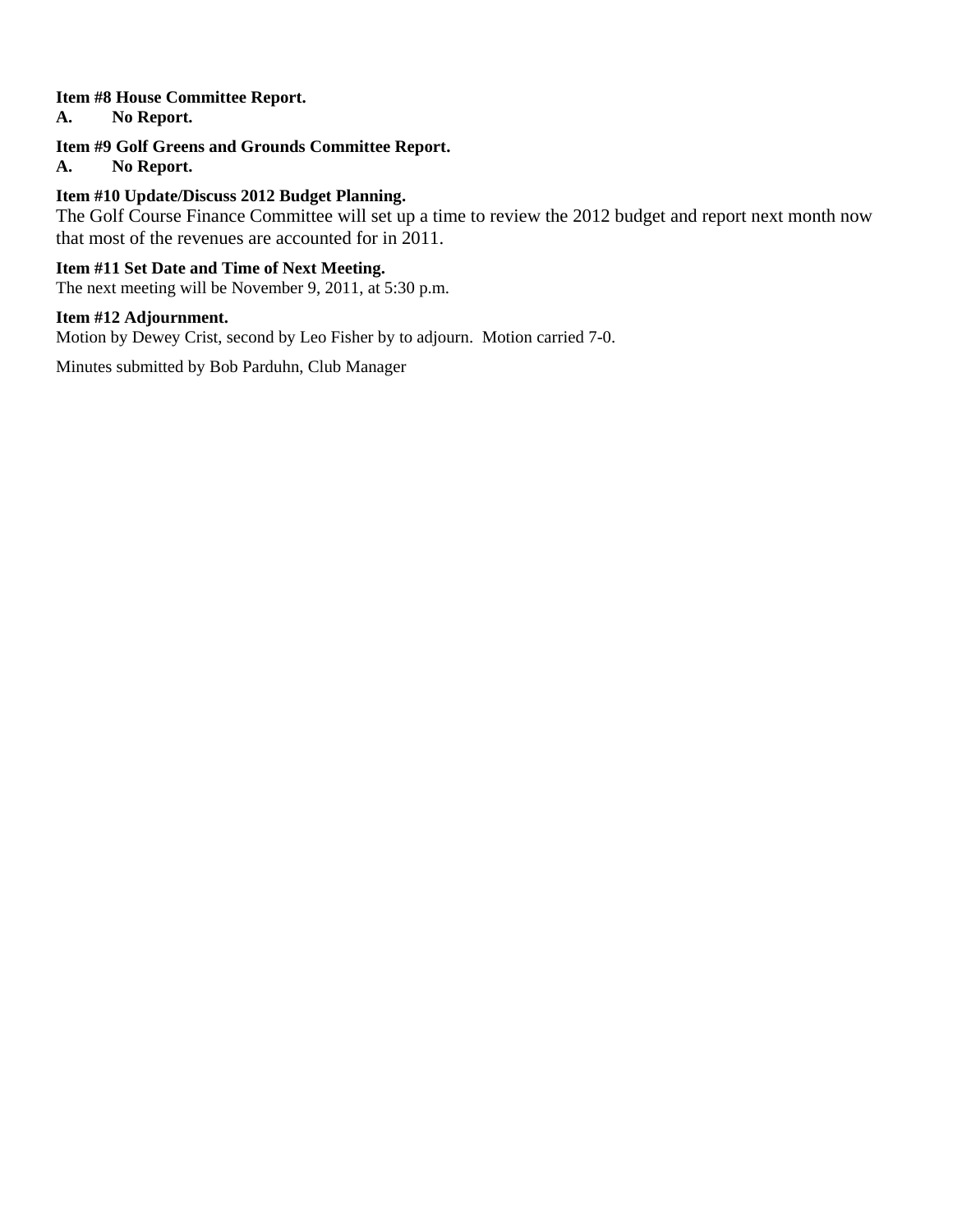**Item #8 House Committee Report.**
**A. No Report.**

**Item #9 Golf Greens and Grounds Committee Report.**
**A. No Report.**

**Item #10 Update/Discuss 2012 Budget Planning.**
The Golf Course Finance Committee will set up a time to review the 2012 budget and report next month now that most of the revenues are accounted for in 2011.

**Item #11 Set Date and Time of Next Meeting.**
The next meeting will be November 9, 2011, at 5:30 p.m.

**Item #12 Adjournment.**
Motion by Dewey Crist, second by Leo Fisher by to adjourn. Motion carried 7-0.

Minutes submitted by Bob Parduhn, Club Manager